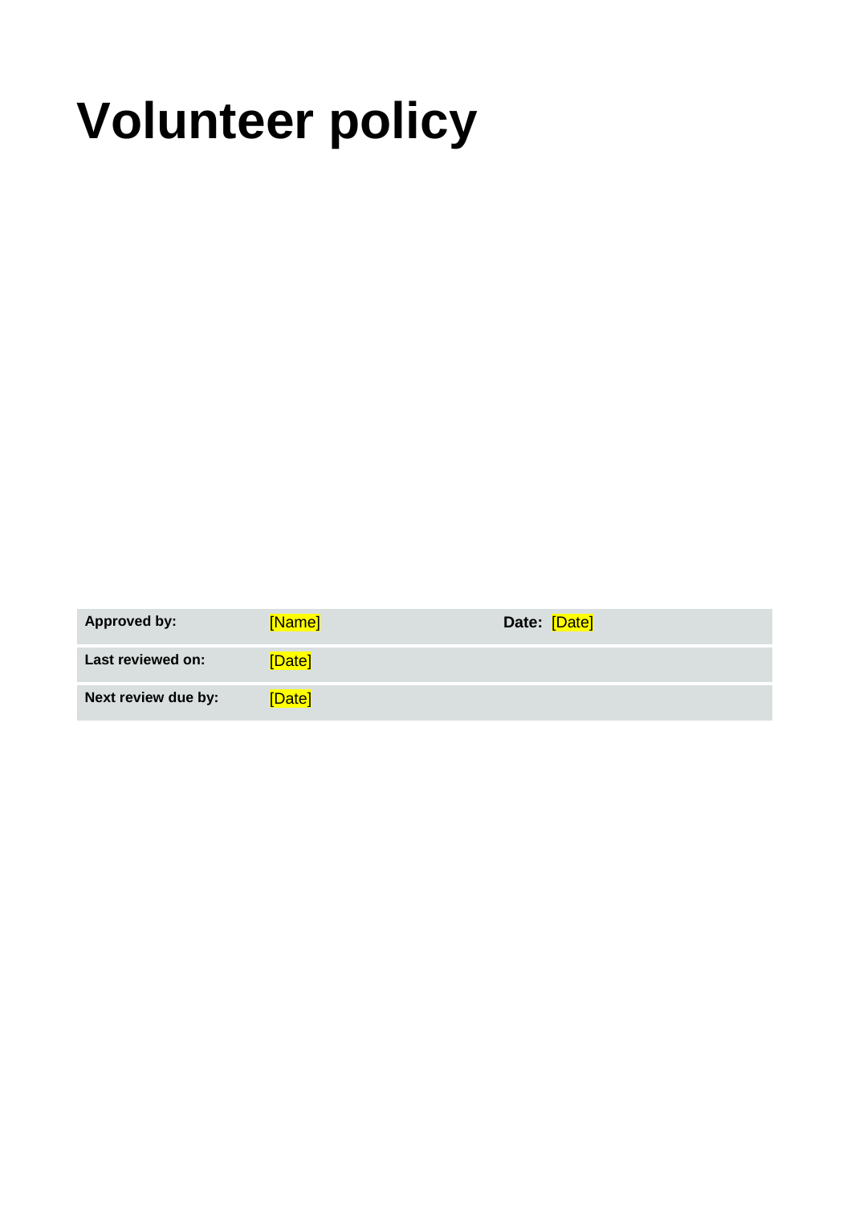# Volunteer policy

| | | | |
|---|---|---|---|
| **Approved by:** | [Name] | **Date:** | [Date] |
| **Last reviewed on:** | [Date] | | |
| **Next review due by:** | [Date] | | |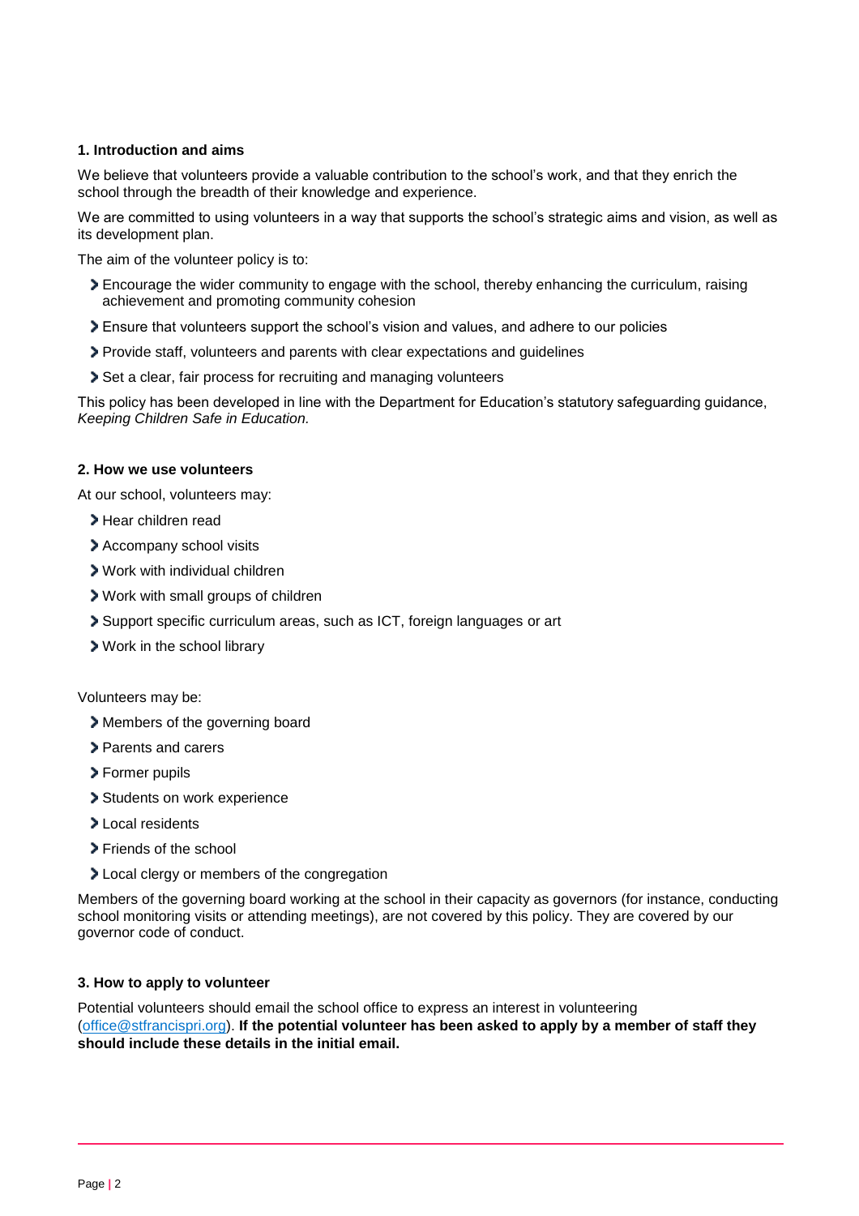### 1. Introduction and aims

We believe that volunteers provide a valuable contribution to the school's work, and that they enrich the school through the breadth of their knowledge and experience.

We are committed to using volunteers in a way that supports the school's strategic aims and vision, as well as its development plan.

The aim of the volunteer policy is to:

- Encourage the wider community to engage with the school, thereby enhancing the curriculum, raising achievement and promoting community cohesion
- Ensure that volunteers support the school's vision and values, and adhere to our policies
- Provide staff, volunteers and parents with clear expectations and guidelines
- Set a clear, fair process for recruiting and managing volunteers

This policy has been developed in line with the Department for Education's statutory safeguarding guidance, *Keeping Children Safe in Education.*

### 2. How we use volunteers

At our school, volunteers may:

- Hear children read
- Accompany school visits
- Work with individual children
- Work with small groups of children
- Support specific curriculum areas, such as ICT, foreign languages or art
- Work in the school library

Volunteers may be:

- Members of the governing board
- Parents and carers
- Former pupils
- Students on work experience
- Local residents
- Friends of the school
- Local clergy or members of the congregation

Members of the governing board working at the school in their capacity as governors (for instance, conducting school monitoring visits or attending meetings), are not covered by this policy. They are covered by our governor code of conduct.

### 3. How to apply to volunteer

Potential volunteers should email the school office to express an interest in volunteering (office@stfrancispri.org). **If the potential volunteer has been asked to apply by a member of staff they should include these details in the initial email.**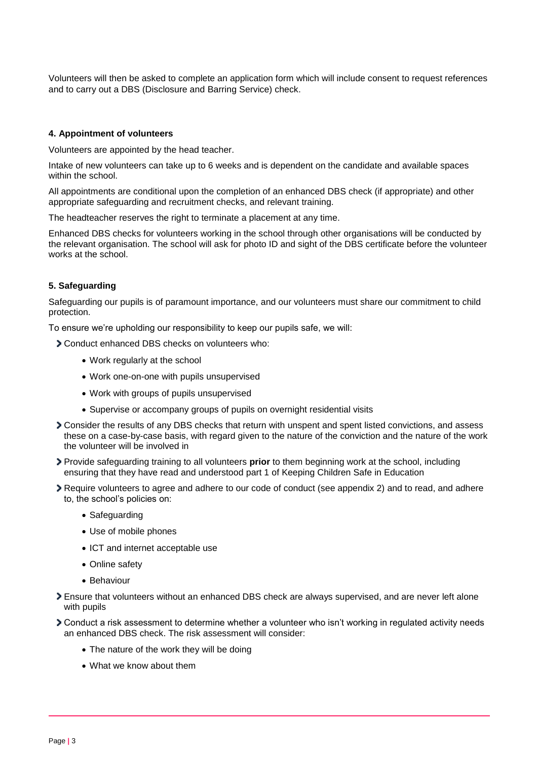Volunteers will then be asked to complete an application form which will include consent to request references and to carry out a DBS (Disclosure and Barring Service) check.

### 4. Appointment of volunteers

Volunteers are appointed by the head teacher.

Intake of new volunteers can take up to 6 weeks and is dependent on the candidate and available spaces within the school.

All appointments are conditional upon the completion of an enhanced DBS check (if appropriate) and other appropriate safeguarding and recruitment checks, and relevant training.

The headteacher reserves the right to terminate a placement at any time.

Enhanced DBS checks for volunteers working in the school through other organisations will be conducted by the relevant organisation. The school will ask for photo ID and sight of the DBS certificate before the volunteer works at the school.

### 5. Safeguarding

Safeguarding our pupils is of paramount importance, and our volunteers must share our commitment to child protection.

To ensure we're upholding our responsibility to keep our pupils safe, we will:

- Conduct enhanced DBS checks on volunteers who:
  - Work regularly at the school
  - Work one-on-one with pupils unsupervised
  - Work with groups of pupils unsupervised
  - Supervise or accompany groups of pupils on overnight residential visits
- Consider the results of any DBS checks that return with unspent and spent listed convictions, and assess these on a case-by-case basis, with regard given to the nature of the conviction and the nature of the work the volunteer will be involved in
- Provide safeguarding training to all volunteers **prior** to them beginning work at the school, including ensuring that they have read and understood part 1 of Keeping Children Safe in Education
- Require volunteers to agree and adhere to our code of conduct (see appendix 2) and to read, and adhere to, the school's policies on:
  - Safeguarding
  - Use of mobile phones
  - ICT and internet acceptable use
  - Online safety
  - Behaviour
- Ensure that volunteers without an enhanced DBS check are always supervised, and are never left alone with pupils
- Conduct a risk assessment to determine whether a volunteer who isn't working in regulated activity needs an enhanced DBS check. The risk assessment will consider:
  - The nature of the work they will be doing
  - What we know about them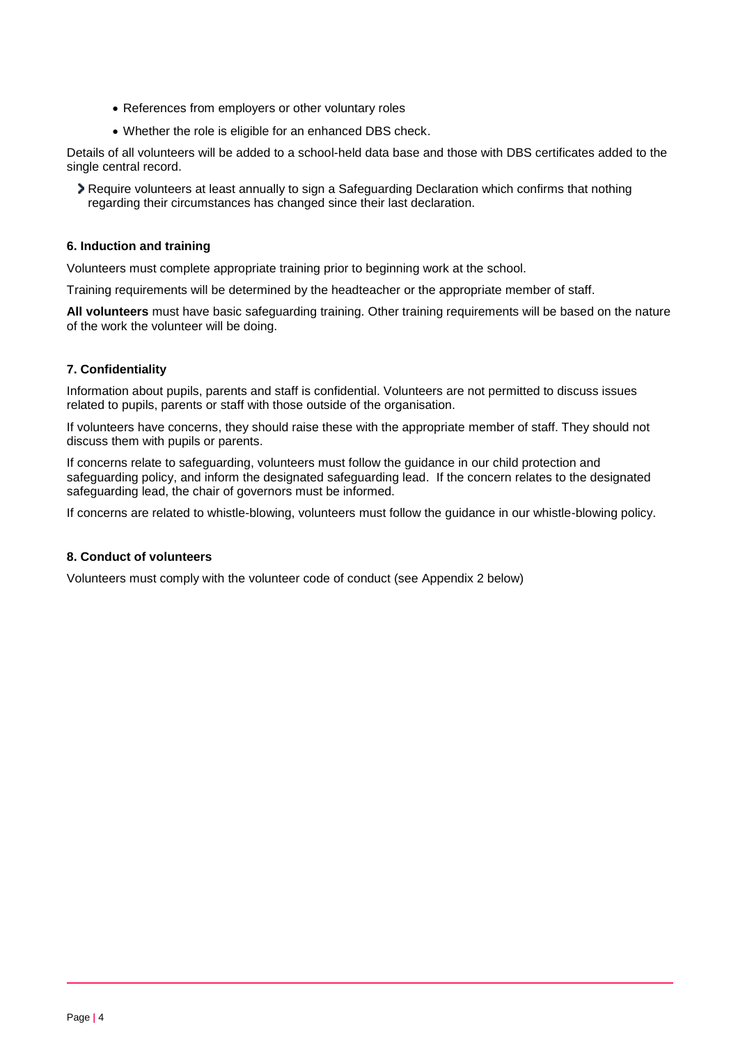- References from employers or other voluntary roles
- Whether the role is eligible for an enhanced DBS check.

Details of all volunteers will be added to a school-held data base and those with DBS certificates added to the single central record.

- Require volunteers at least annually to sign a Safeguarding Declaration which confirms that nothing regarding their circumstances has changed since their last declaration.

**6. Induction and training**

Volunteers must complete appropriate training prior to beginning work at the school.

Training requirements will be determined by the headteacher or the appropriate member of staff.

**All volunteers** must have basic safeguarding training. Other training requirements will be based on the nature of the work the volunteer will be doing.

**7. Confidentiality**

Information about pupils, parents and staff is confidential. Volunteers are not permitted to discuss issues related to pupils, parents or staff with those outside of the organisation.

If volunteers have concerns, they should raise these with the appropriate member of staff. They should not discuss them with pupils or parents.

If concerns relate to safeguarding, volunteers must follow the guidance in our child protection and safeguarding policy, and inform the designated safeguarding lead. If the concern relates to the designated safeguarding lead, the chair of governors must be informed.

If concerns are related to whistle-blowing, volunteers must follow the guidance in our whistle-blowing policy.

**8. Conduct of volunteers**

Volunteers must comply with the volunteer code of conduct (see Appendix 2 below)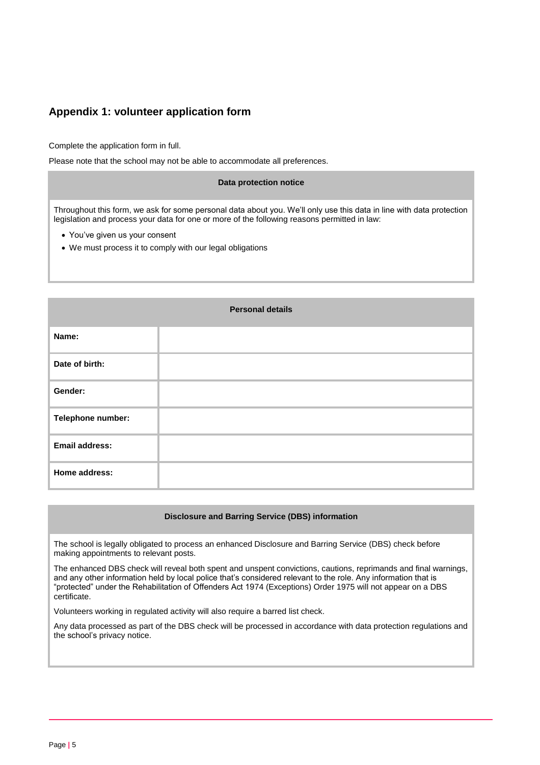## Appendix 1: volunteer application form

Complete the application form in full.

Please note that the school may not be able to accommodate all preferences.

| Data protection notice |
| --- |
| Throughout this form, we ask for some personal data about you. We'll only use this data in line with data protection legislation and process your data for one or more of the following reasons permitted in law:<br>• You've given us your consent<br>• We must process it to comply with our legal obligations |

| Personal details | |
| --- | --- |
| **Name:** | |
| **Date of birth:** | |
| **Gender:** | |
| **Telephone number:** | |
| **Email address:** | |
| **Home address:** | |

| Disclosure and Barring Service (DBS) information |
| --- |
| The school is legally obligated to process an enhanced Disclosure and Barring Service (DBS) check before making appointments to relevant posts.<br><br>The enhanced DBS check will reveal both spent and unspent convictions, cautions, reprimands and final warnings, and any other information held by local police that's considered relevant to the role. Any information that is "protected" under the Rehabilitation of Offenders Act 1974 (Exceptions) Order 1975 will not appear on a DBS certificate.<br><br>Volunteers working in regulated activity will also require a barred list check.<br><br>Any data processed as part of the DBS check will be processed in accordance with data protection regulations and the school's privacy notice. |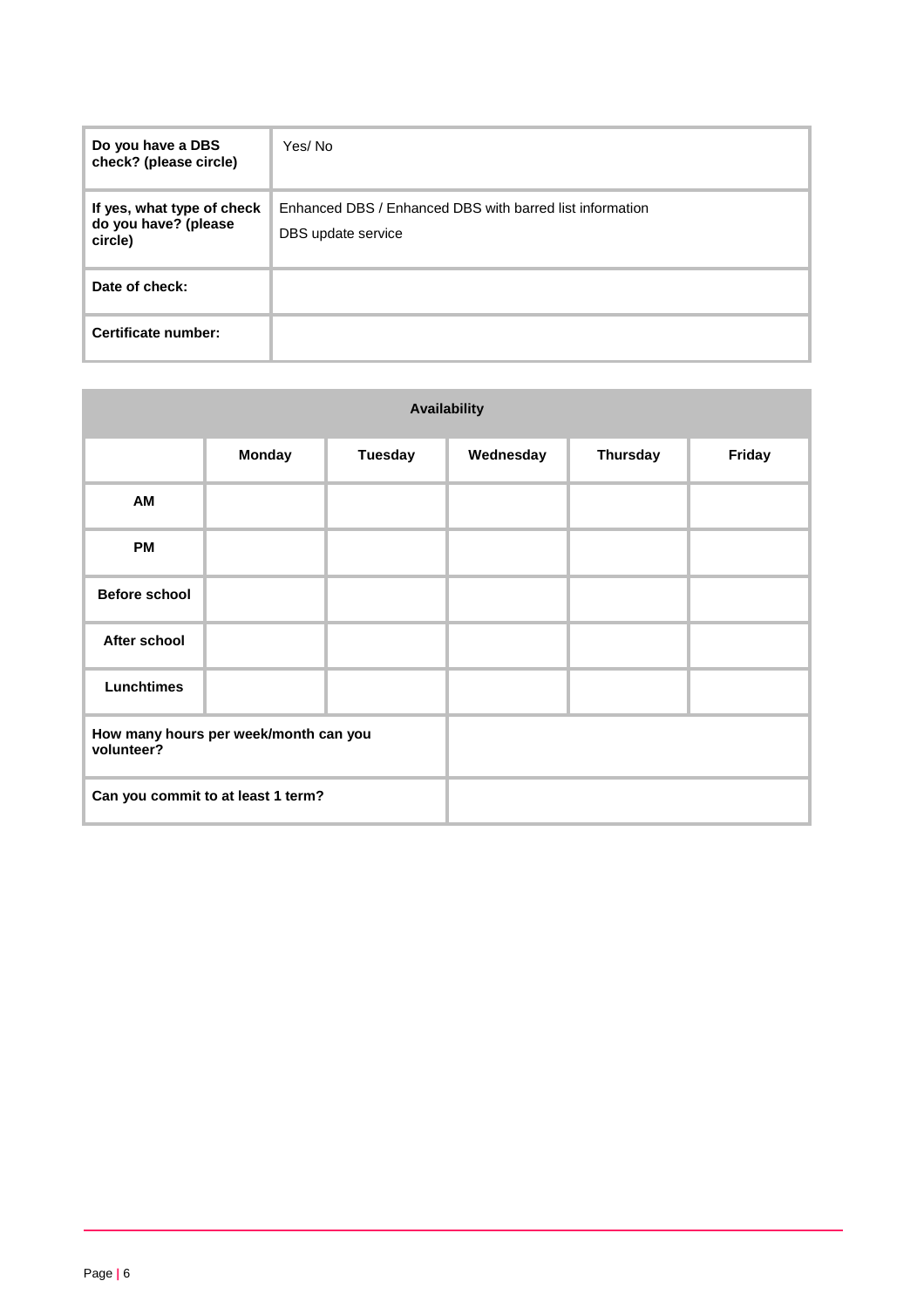| **Do you have a DBS check? (please circle)** | Yes/ No |
|---|---|
| **If yes, what type of check do you have? (please circle)** | Enhanced DBS / Enhanced DBS with barred list information<br>DBS update service |
| **Date of check:** | |
| **Certificate number:** | |

| **Availability** | | | | | |
|---|---|---|---|---|---|
| | **Monday** | **Tuesday** | **Wednesday** | **Thursday** | **Friday** |
| **AM** | | | | | |
| **PM** | | | | | |
| **Before school** | | | | | |
| **After school** | | | | | |
| **Lunchtimes** | | | | | |
| **How many hours per week/month can you volunteer?** | | | | | |
| **Can you commit to at least 1 term?** | | | | | |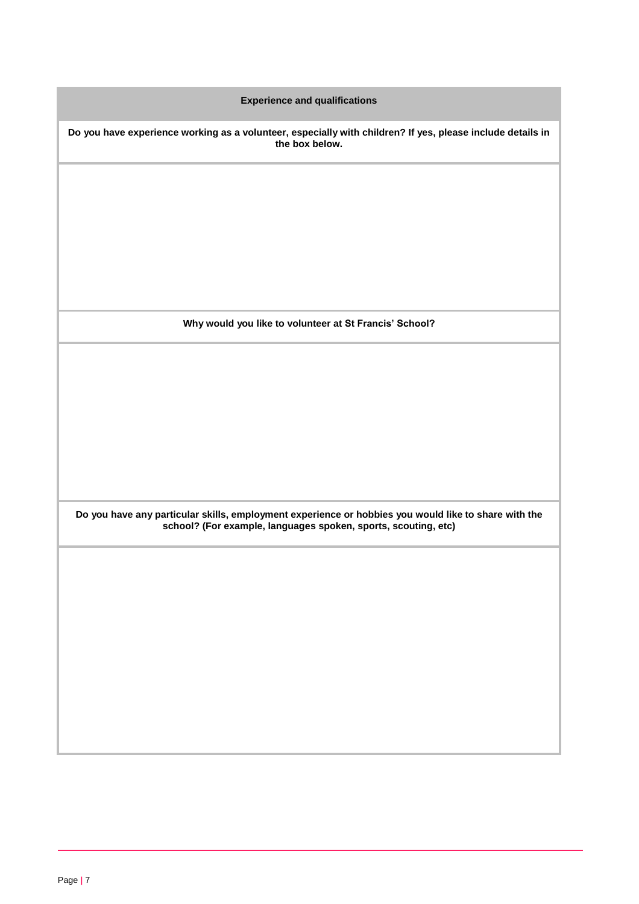| Experience and qualifications |
|---|
| **Do you have experience working as a volunteer, especially with children? If yes, please include details in the box below.** |
| |
| **Why would you like to volunteer at St Francis' School?** |
| |
| **Do you have any particular skills, employment experience or hobbies you would like to share with the school? (For example, languages spoken, sports, scouting, etc)** |
| |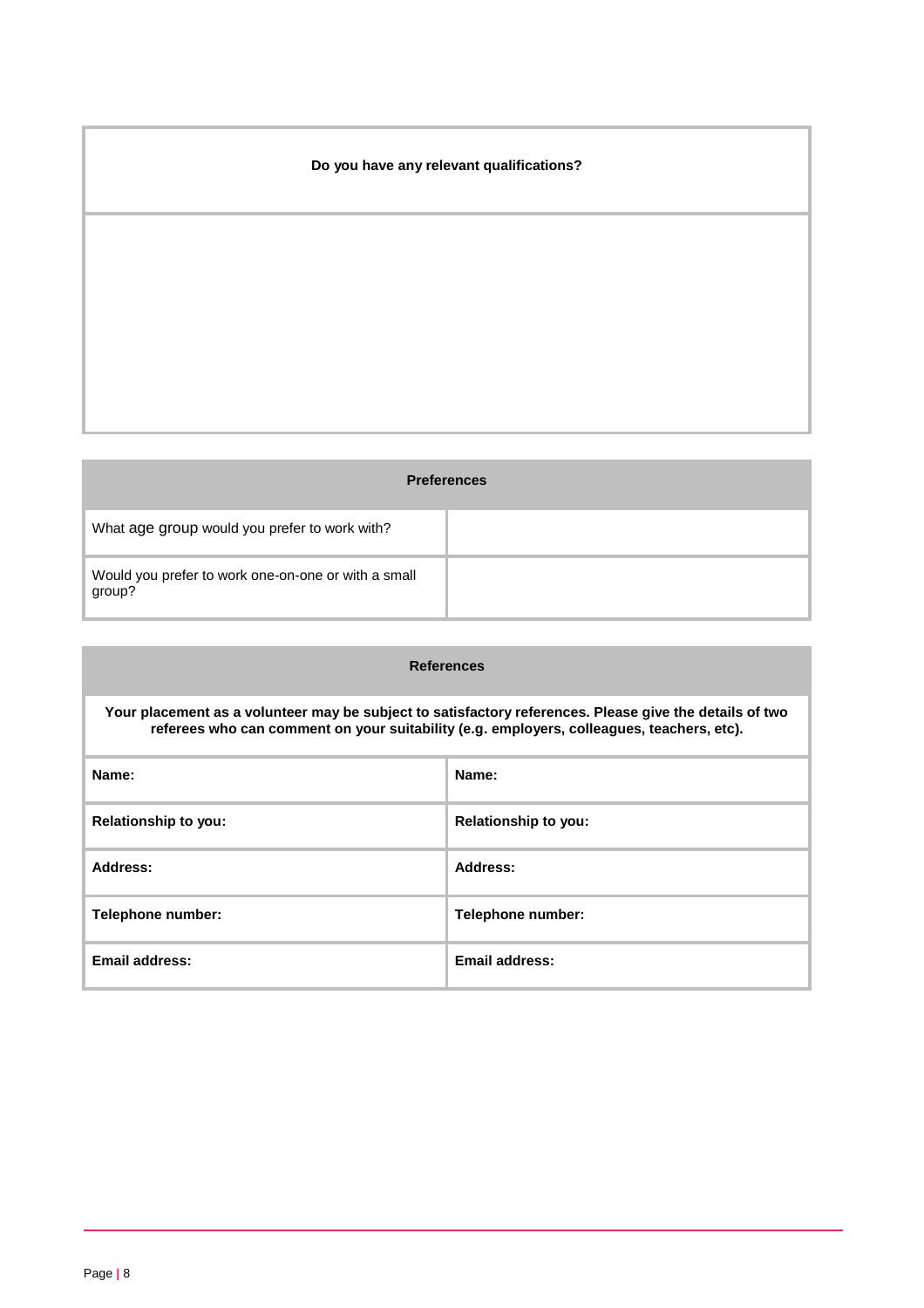| **Do you have any relevant qualifications?** |
| --- |
| |

| **Preferences** | |
| --- | --- |
| What age group would you prefer to work with? | |
| Would you prefer to work one-on-one or with a small group? | |

| **References** | |
| --- | --- |
| **Your placement as a volunteer may be subject to satisfactory references. Please give the details of two referees who can comment on your suitability (e.g. employers, colleagues, teachers, etc).** | |
| **Name:** | **Name:** |
| **Relationship to you:** | **Relationship to you:** |
| **Address:** | **Address:** |
| **Telephone number:** | **Telephone number:** |
| **Email address:** | **Email address:** |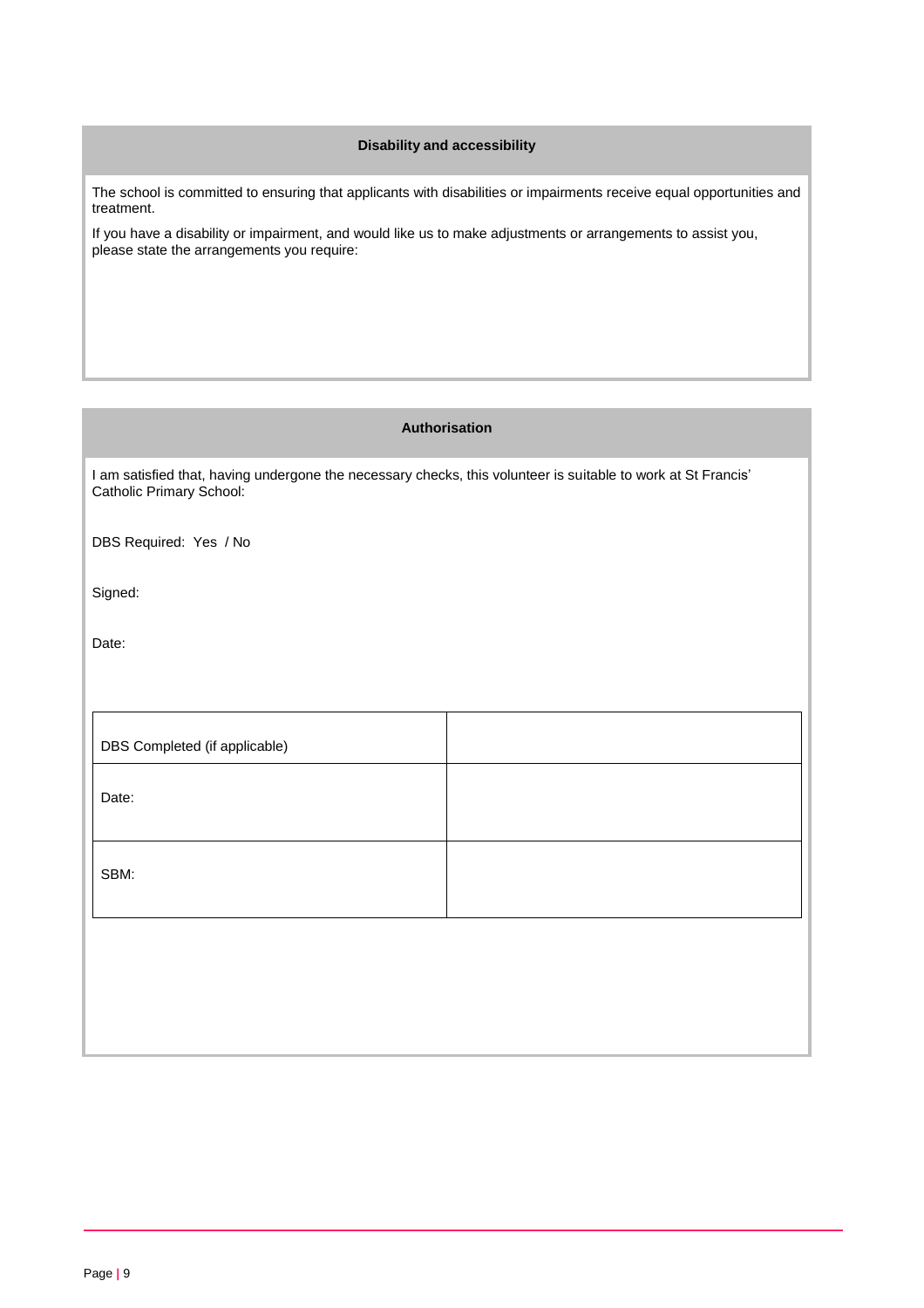## Disability and accessibility

The school is committed to ensuring that applicants with disabilities or impairments receive equal opportunities and treatment.

If you have a disability or impairment, and would like us to make adjustments or arrangements to assist you, please state the arrangements you require:

## Authorisation

I am satisfied that, having undergone the necessary checks, this volunteer is suitable to work at St Francis' Catholic Primary School:

DBS Required: Yes / No

Signed:

Date:

| DBS Completed (if applicable) | |
|---|---|
| Date: | |
| SBM: | |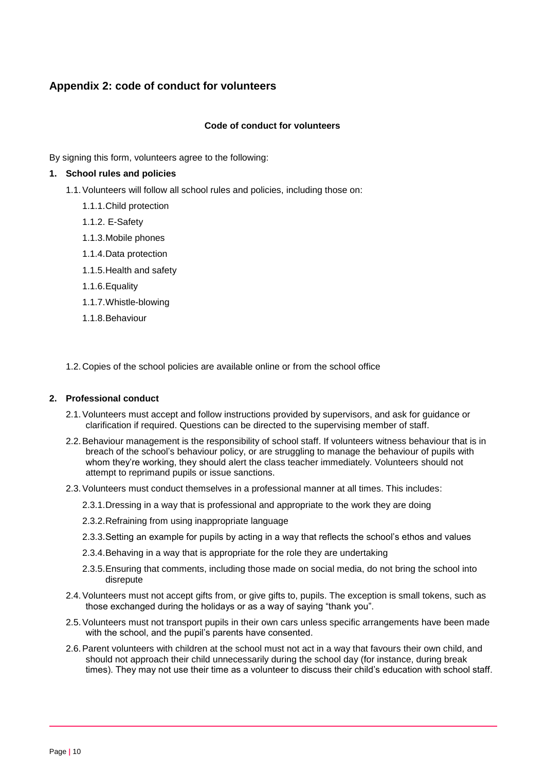## Appendix 2: code of conduct for volunteers

**Code of conduct for volunteers**

By signing this form, volunteers agree to the following:

**1. School rules and policies**

1.1. Volunteers will follow all school rules and policies, including those on:

1.1.1. Child protection

1.1.2. E-Safety

1.1.3. Mobile phones

1.1.4. Data protection

1.1.5. Health and safety

1.1.6. Equality

1.1.7. Whistle-blowing

1.1.8. Behaviour

1.2. Copies of the school policies are available online or from the school office

**2. Professional conduct**

2.1. Volunteers must accept and follow instructions provided by supervisors, and ask for guidance or clarification if required. Questions can be directed to the supervising member of staff.

2.2. Behaviour management is the responsibility of school staff. If volunteers witness behaviour that is in breach of the school's behaviour policy, or are struggling to manage the behaviour of pupils with whom they're working, they should alert the class teacher immediately. Volunteers should not attempt to reprimand pupils or issue sanctions.

2.3. Volunteers must conduct themselves in a professional manner at all times. This includes:

2.3.1. Dressing in a way that is professional and appropriate to the work they are doing

2.3.2. Refraining from using inappropriate language

2.3.3. Setting an example for pupils by acting in a way that reflects the school's ethos and values

2.3.4. Behaving in a way that is appropriate for the role they are undertaking

2.3.5. Ensuring that comments, including those made on social media, do not bring the school into disrepute

2.4. Volunteers must not accept gifts from, or give gifts to, pupils. The exception is small tokens, such as those exchanged during the holidays or as a way of saying "thank you".

2.5. Volunteers must not transport pupils in their own cars unless specific arrangements have been made with the school, and the pupil's parents have consented.

2.6. Parent volunteers with children at the school must not act in a way that favours their own child, and should not approach their child unnecessarily during the school day (for instance, during break times). They may not use their time as a volunteer to discuss their child's education with school staff.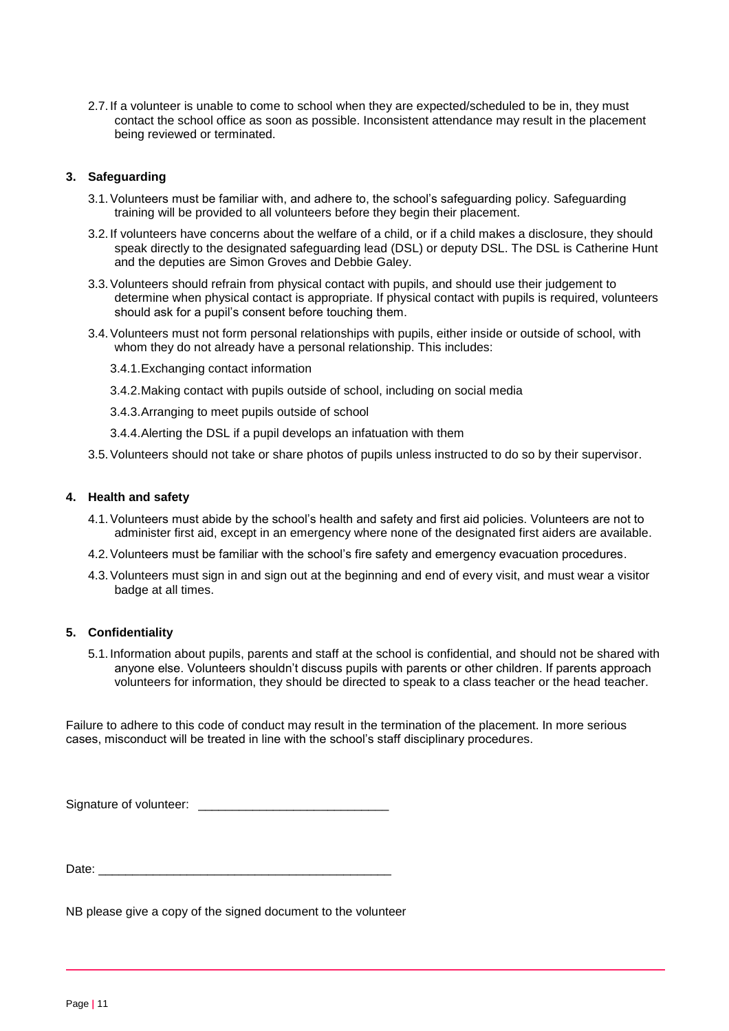2.7. If a volunteer is unable to come to school when they are expected/scheduled to be in, they must contact the school office as soon as possible. Inconsistent attendance may result in the placement being reviewed or terminated.

### 3. Safeguarding

3.1. Volunteers must be familiar with, and adhere to, the school's safeguarding policy. Safeguarding training will be provided to all volunteers before they begin their placement.

3.2. If volunteers have concerns about the welfare of a child, or if a child makes a disclosure, they should speak directly to the designated safeguarding lead (DSL) or deputy DSL. The DSL is Catherine Hunt and the deputies are Simon Groves and Debbie Galey.

3.3. Volunteers should refrain from physical contact with pupils, and should use their judgement to determine when physical contact is appropriate. If physical contact with pupils is required, volunteers should ask for a pupil's consent before touching them.

3.4. Volunteers must not form personal relationships with pupils, either inside or outside of school, with whom they do not already have a personal relationship. This includes:

- 3.4.1. Exchanging contact information
- 3.4.2. Making contact with pupils outside of school, including on social media
- 3.4.3. Arranging to meet pupils outside of school
- 3.4.4. Alerting the DSL if a pupil develops an infatuation with them

3.5. Volunteers should not take or share photos of pupils unless instructed to do so by their supervisor.

### 4. Health and safety

4.1. Volunteers must abide by the school's health and safety and first aid policies. Volunteers are not to administer first aid, except in an emergency where none of the designated first aiders are available.

4.2. Volunteers must be familiar with the school's fire safety and emergency evacuation procedures.

4.3. Volunteers must sign in and sign out at the beginning and end of every visit, and must wear a visitor badge at all times.

### 5. Confidentiality

5.1. Information about pupils, parents and staff at the school is confidential, and should not be shared with anyone else. Volunteers shouldn't discuss pupils with parents or other children. If parents approach volunteers for information, they should be directed to speak to a class teacher or the head teacher.

Failure to adhere to this code of conduct may result in the termination of the placement. In more serious cases, misconduct will be treated in line with the school's staff disciplinary procedures.

Signature of volunteer: ____________________________

Date: ____________________________________________

NB please give a copy of the signed document to the volunteer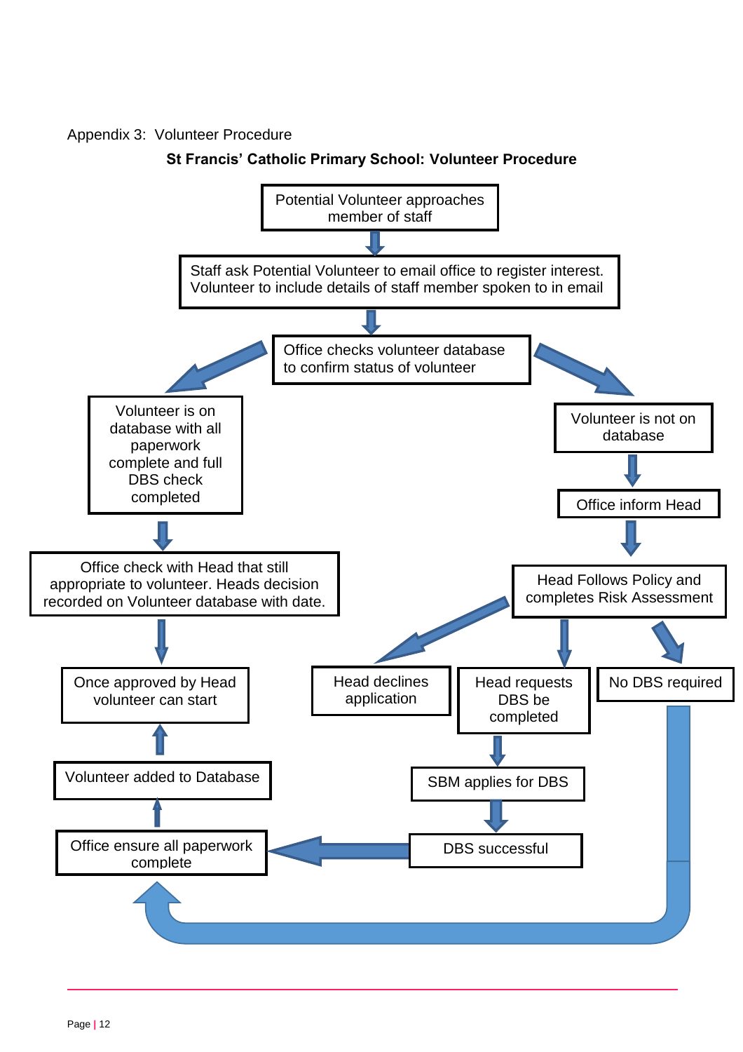Appendix 3: Volunteer Procedure

**St Francis' Catholic Primary School: Volunteer Procedure**

Potential Volunteer approaches member of staff

Staff ask Potential Volunteer to email office to register interest. Volunteer to include details of staff member spoken to in email

Office checks volunteer database to confirm status of volunteer

Volunteer is on database with all paperwork complete and full DBS check completed

Office check with Head that still appropriate to volunteer. Heads decision recorded on Volunteer database with date.

Once approved by Head volunteer can start

Volunteer is not on database

Office inform Head

Head Follows Policy and completes Risk Assessment

Head declines application

Head requests DBS be completed

No DBS required

SBM applies for DBS

DBS successful

Office ensure all paperwork complete

Volunteer added to Database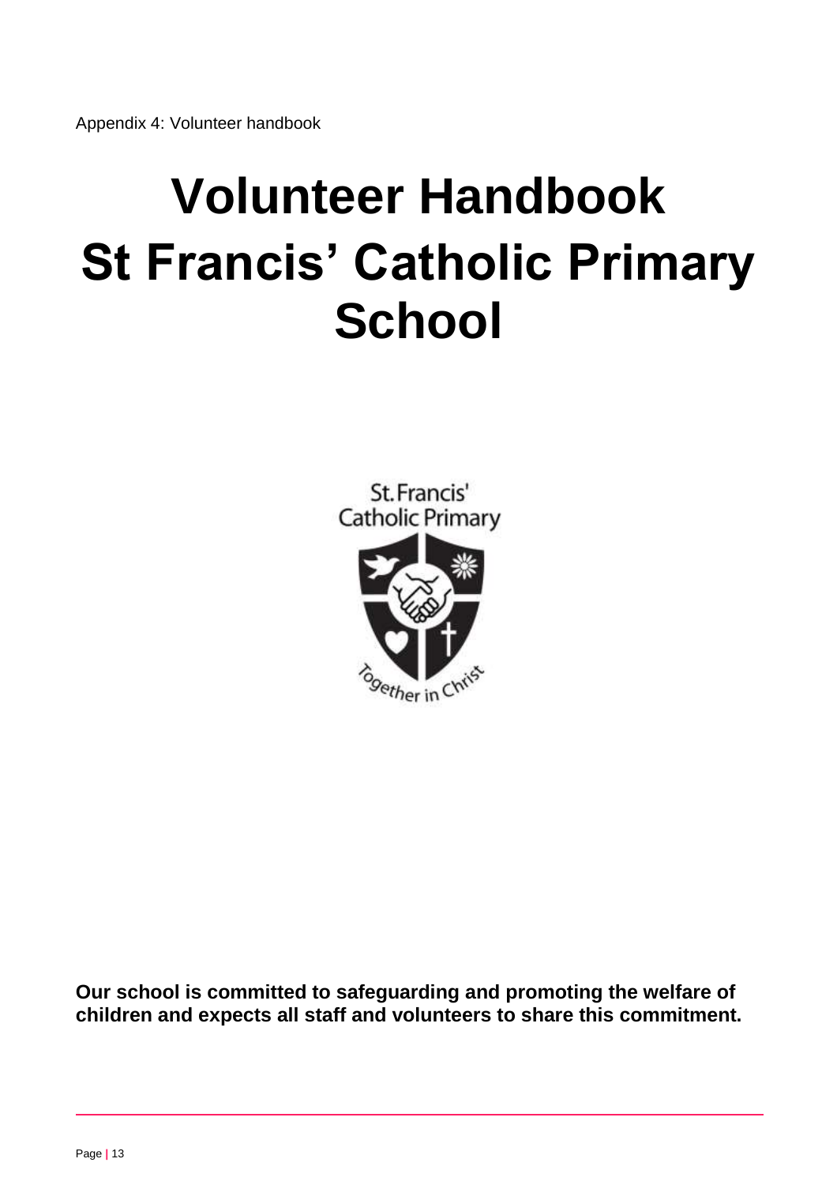Appendix 4: Volunteer handbook

# Volunteer Handbook
# St Francis' Catholic Primary School

St. Francis'
Catholic Primary

Together in Christ

**Our school is committed to safeguarding and promoting the welfare of children and expects all staff and volunteers to share this commitment.**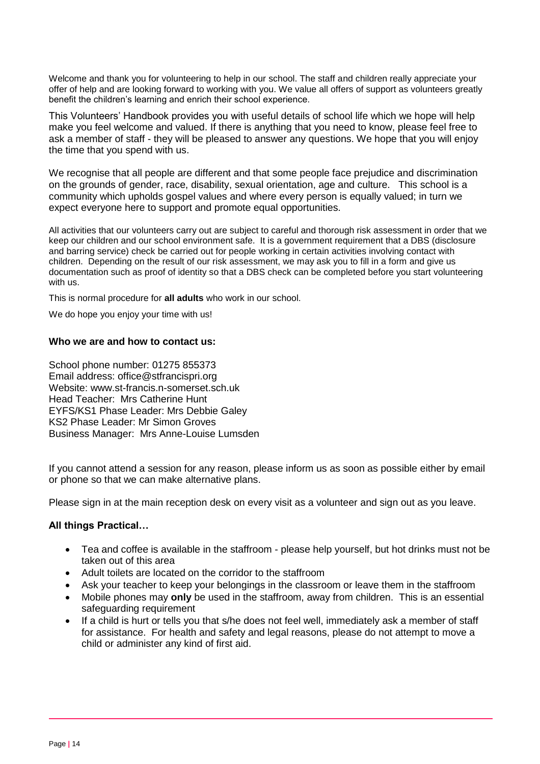Welcome and thank you for volunteering to help in our school. The staff and children really appreciate your offer of help and are looking forward to working with you. We value all offers of support as volunteers greatly benefit the children's learning and enrich their school experience.

This Volunteers' Handbook provides you with useful details of school life which we hope will help make you feel welcome and valued. If there is anything that you need to know, please feel free to ask a member of staff - they will be pleased to answer any questions. We hope that you will enjoy the time that you spend with us.

We recognise that all people are different and that some people face prejudice and discrimination on the grounds of gender, race, disability, sexual orientation, age and culture. This school is a community which upholds gospel values and where every person is equally valued; in turn we expect everyone here to support and promote equal opportunities.

All activities that our volunteers carry out are subject to careful and thorough risk assessment in order that we keep our children and our school environment safe. It is a government requirement that a DBS (disclosure and barring service) check be carried out for people working in certain activities involving contact with children. Depending on the result of our risk assessment, we may ask you to fill in a form and give us documentation such as proof of identity so that a DBS check can be completed before you start volunteering with us.

This is normal procedure for **all adults** who work in our school.

We do hope you enjoy your time with us!

**Who we are and how to contact us:**

School phone number: 01275 855373
Email address: office@stfrancispri.org
Website: www.st-francis.n-somerset.sch.uk
Head Teacher: Mrs Catherine Hunt
EYFS/KS1 Phase Leader: Mrs Debbie Galey
KS2 Phase Leader: Mr Simon Groves
Business Manager: Mrs Anne-Louise Lumsden

If you cannot attend a session for any reason, please inform us as soon as possible either by email or phone so that we can make alternative plans.

Please sign in at the main reception desk on every visit as a volunteer and sign out as you leave.

**All things Practical…**

- Tea and coffee is available in the staffroom - please help yourself, but hot drinks must not be taken out of this area
- Adult toilets are located on the corridor to the staffroom
- Ask your teacher to keep your belongings in the classroom or leave them in the staffroom
- Mobile phones may **only** be used in the staffroom, away from children. This is an essential safeguarding requirement
- If a child is hurt or tells you that s/he does not feel well, immediately ask a member of staff for assistance. For health and safety and legal reasons, please do not attempt to move a child or administer any kind of first aid.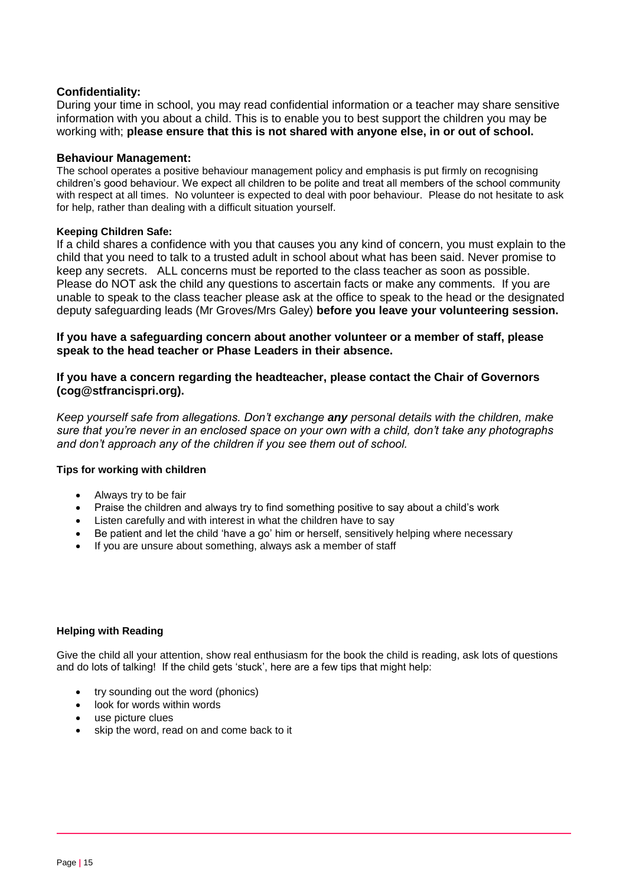### Confidentiality:

During your time in school, you may read confidential information or a teacher may share sensitive information with you about a child. This is to enable you to best support the children you may be working with; **please ensure that this is not shared with anyone else, in or out of school.**

### Behaviour Management:

The school operates a positive behaviour management policy and emphasis is put firmly on recognising children's good behaviour. We expect all children to be polite and treat all members of the school community with respect at all times. No volunteer is expected to deal with poor behaviour. Please do not hesitate to ask for help, rather than dealing with a difficult situation yourself.

#### Keeping Children Safe:

If a child shares a confidence with you that causes you any kind of concern, you must explain to the child that you need to talk to a trusted adult in school about what has been said. Never promise to keep any secrets. ALL concerns must be reported to the class teacher as soon as possible. Please do NOT ask the child any questions to ascertain facts or make any comments. If you are unable to speak to the class teacher please ask at the office to speak to the head or the designated deputy safeguarding leads (Mr Groves/Mrs Galey) **before you leave your volunteering session.**

**If you have a safeguarding concern about another volunteer or a member of staff, please speak to the head teacher or Phase Leaders in their absence.**

**If you have a concern regarding the headteacher, please contact the Chair of Governors (cog@stfrancispri.org).**

*Keep yourself safe from allegations. Don't exchange* ***any*** *personal details with the children, make sure that you're never in an enclosed space on your own with a child, don't take any photographs and don't approach any of the children if you see them out of school.*

#### Tips for working with children

- Always try to be fair
- Praise the children and always try to find something positive to say about a child's work
- Listen carefully and with interest in what the children have to say
- Be patient and let the child 'have a go' him or herself, sensitively helping where necessary
- If you are unsure about something, always ask a member of staff

#### Helping with Reading

Give the child all your attention, show real enthusiasm for the book the child is reading, ask lots of questions and do lots of talking! If the child gets 'stuck', here are a few tips that might help:

- try sounding out the word (phonics)
- look for words within words
- use picture clues
- skip the word, read on and come back to it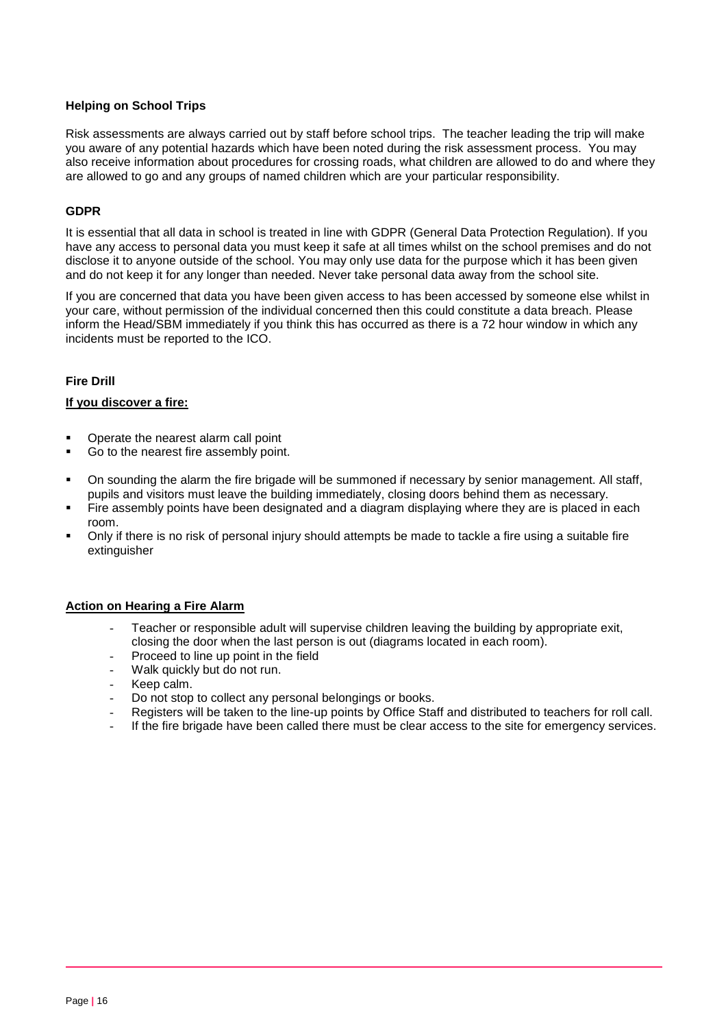**Helping on School Trips**

Risk assessments are always carried out by staff before school trips. The teacher leading the trip will make you aware of any potential hazards which have been noted during the risk assessment process. You may also receive information about procedures for crossing roads, what children are allowed to do and where they are allowed to go and any groups of named children which are your particular responsibility.

**GDPR**

It is essential that all data in school is treated in line with GDPR (General Data Protection Regulation). If you have any access to personal data you must keep it safe at all times whilst on the school premises and do not disclose it to anyone outside of the school. You may only use data for the purpose which it has been given and do not keep it for any longer than needed. Never take personal data away from the school site.

If you are concerned that data you have been given access to has been accessed by someone else whilst in your care, without permission of the individual concerned then this could constitute a data breach. Please inform the Head/SBM immediately if you think this has occurred as there is a 72 hour window in which any incidents must be reported to the ICO.

**Fire Drill**

**If you discover a fire:**

- Operate the nearest alarm call point
- Go to the nearest fire assembly point.

- On sounding the alarm the fire brigade will be summoned if necessary by senior management. All staff, pupils and visitors must leave the building immediately, closing doors behind them as necessary.
- Fire assembly points have been designated and a diagram displaying where they are is placed in each room.
- Only if there is no risk of personal injury should attempts be made to tackle a fire using a suitable fire extinguisher

**Action on Hearing a Fire Alarm**

- Teacher or responsible adult will supervise children leaving the building by appropriate exit, closing the door when the last person is out (diagrams located in each room).
- Proceed to line up point in the field
- Walk quickly but do not run.
- Keep calm.
- Do not stop to collect any personal belongings or books.
- Registers will be taken to the line-up points by Office Staff and distributed to teachers for roll call.
- If the fire brigade have been called there must be clear access to the site for emergency services.